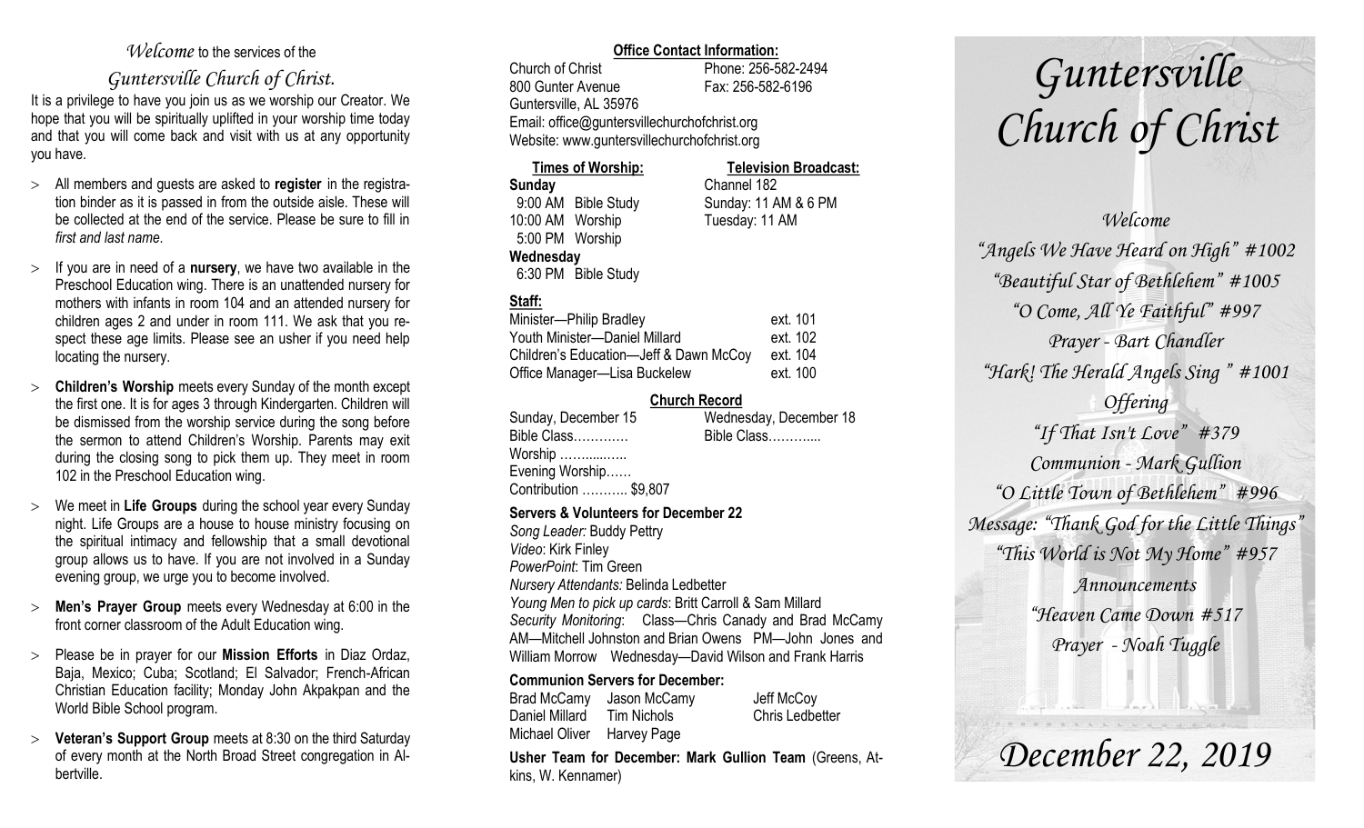*Welcome* to the services of the

*Guntersville Church of Christ.*

It is a privilege to have you join us as we worship our Creator. We hope that you will be spiritually uplifted in your worship time today and that you will come back and visit with us at any opportunity you have.

- All members and guests are asked to **register** in the registration binder as it is passed in from the outside aisle. These will be collected at the end of the service. Please be sure to fill in *first and last name*.
- If you are in need of a **nursery**, we have two available in the Preschool Education wing. There is an unattended nursery for mothers with infants in room 104 and an attended nursery for children ages 2 and under in room 111. We ask that you respect these age limits. Please see an usher if you need help locating the nursery.
- **Children's Worship** meets every Sunday of the month except the first one. It is for ages 3 through Kindergarten. Children will be dismissed from the worship service during the song before the sermon to attend Children's Worship. Parents may exit during the closing song to pick them up. They meet in room 102 in the Preschool Education wing.
- We meet in **Life Groups** during the school year every Sunday night. Life Groups are a house to house ministry focusing on the spiritual intimacy and fellowship that a small devotional group allows us to have. If you are not involved in a Sunday evening group, we urge you to become involved.
- **Men's Prayer Group** meets every Wednesday at 6:00 in the front corner classroom of the Adult Education wing.
- Please be in prayer for our **Mission Efforts** in Diaz Ordaz, Baja, Mexico; Cuba; Scotland; El Salvador; French-African Christian Education facility; Monday John Akpakpan and the World Bible School program.
- **Veteran's Support Group** meets at 8:30 on the third Saturday of every month at the North Broad Street congregation in Albertville.

**Office Contact Information:**

Church of Christ — Phone: 256-582-2494
800 Gunter Avenue — Fax: 256-582-6196
Guntersville, AL 35976
Email: office@guntersvillechurchofchrist.org
Website: www.guntersvillechurchofchrist.org

**Times of Worship:**

**Sunday**
9:00 AM Bible Study
10:00 AM Worship
5:00 PM Worship
**Wednesday**
6:30 PM Bible Study

**Television Broadcast:**

Channel 182
Sunday: 11 AM & 6 PM
Tuesday: 11 AM

**Staff:**

| | |
|---|---|
| Minister—Philip Bradley | ext. 101 |
| Youth Minister—Daniel Millard | ext. 102 |
| Children's Education—Jeff & Dawn McCoy | ext. 104 |
| Office Manager—Lisa Buckelew | ext. 100 |

**Church Record**

Sunday, December 15
Bible Class…………
Worship ……......…
Evening Worship……
Contribution ……….. $9,807

Wednesday, December 18
Bible Class………...

**Servers & Volunteers for December 22**

*Song Leader:* Buddy Pettry
*Video*: Kirk Finley
*PowerPoint*: Tim Green
*Nursery Attendants:* Belinda Ledbetter
*Young Men to pick up cards*: Britt Carroll & Sam Millard
*Security Monitoring*: Class—Chris Canady and Brad McCamy AM—Mitchell Johnston and Brian Owens PM—John Jones and William Morrow Wednesday—David Wilson and Frank Harris

**Communion Servers for December:**

| | | |
|---|---|---|
| Brad McCamy | Jason McCamy | Jeff McCoy |
| Daniel Millard | Tim Nichols | Chris Ledbetter |
| Michael Oliver | Harvey Page | |

**Usher Team for December: Mark Gullion Team** (Greens, Atkins, W. Kennamer)

# *Guntersville Church of Christ*

*Welcome*
*"Angels We Have Heard on High" #1002*
*"Beautiful Star of Bethlehem" #1005*
*"O Come, All Ye Faithful" #997*
*Prayer - Bart Chandler*
*"Hark! The Herald Angels Sing " #1001*
*Offering*
*"If That Isn't Love" #379*
*Communion - Mark Gullion*
*"O Little Town of Bethlehem" #996*
*Message: "Thank God for the Little Things"*
*"This World is Not My Home" #957*
*Announcements*
*"Heaven Came Down #517*
*Prayer - Noah Tuggle*

## *December 22, 2019*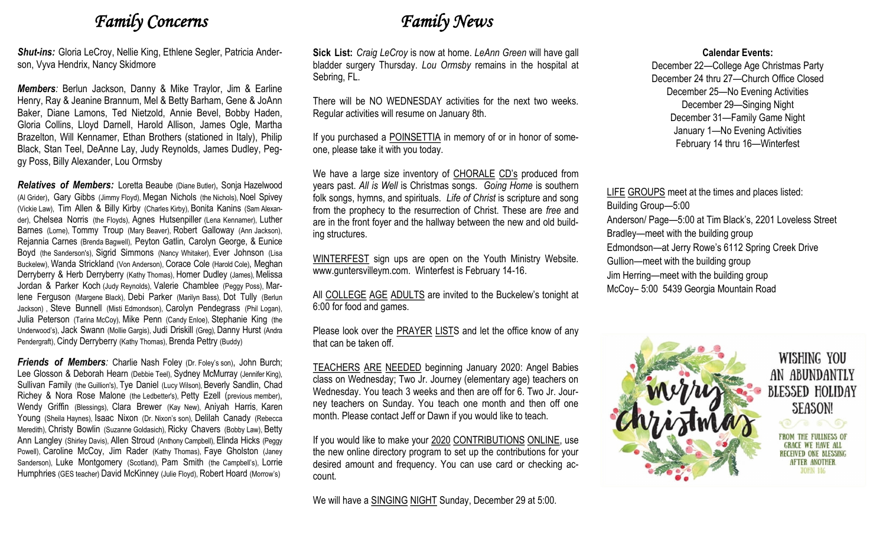# *Family Concerns*

***Shut-ins:*** Gloria LeCroy, Nellie King, Ethlene Segler, Patricia Anderson, Vyva Hendrix, Nancy Skidmore

***Members:*** Berlun Jackson, Danny & Mike Traylor, Jim & Earline Henry, Ray & Jeanine Brannum, Mel & Betty Barham, Gene & JoAnn Baker, Diane Lamons, Ted Nietzold, Annie Bevel, Bobby Haden, Gloria Collins, Lloyd Darnell, Harold Allison, James Ogle, Martha Brazelton, Will Kennamer, Ethan Brothers (stationed in Italy), Philip Black, Stan Teel, DeAnne Lay, Judy Reynolds, James Dudley, Peggy Poss, Billy Alexander, Lou Ormsby

***Relatives of Members:*** Loretta Beaube (Diane Butler), Sonja Hazelwood (Al Grider), Gary Gibbs (Jimmy Floyd), Megan Nichols (the Nichols), Noel Spivey (Vickie Law), Tim Allen & Billy Kirby (Charles Kirby), Bonita Kanins (Sam Alexander), Chelsea Norris (the Floyds), Agnes Hutsenpiller (Lena Kennamer), Luther Barnes (Lorne), Tommy Troup (Mary Beaver), Robert Galloway (Ann Jackson), Rejannia Carnes (Brenda Bagwell), Peyton Gatlin, Carolyn George, & Eunice Boyd (the Sanderson's), Sigrid Simmons (Nancy Whitaker), Ever Johnson (Lisa Buckelew), Wanda Strickland (Von Anderson), Corace Cole (Harold Cole), Meghan Derryberry & Herb Derryberry (Kathy Thomas), Homer Dudley (James), Melissa Jordan & Parker Koch (Judy Reynolds), Valerie Chamblee (Peggy Poss), Marlene Ferguson (Margene Black), Debi Parker (Marilyn Bass), Dot Tully (Berlun Jackson) , Steve Bunnell (Misti Edmondson), Carolyn Pendegrass (Phil Logan), Julia Peterson (Tarina McCoy), Mike Penn (Candy Enloe), Stephanie King (the Underwood's), Jack Swann (Mollie Gargis), Judi Driskill (Greg), Danny Hurst (Andra Pendergraft), Cindy Derryberry (Kathy Thomas), Brenda Pettry (Buddy)

***Friends of Members:*** Charlie Nash Foley (Dr. Foley's son), John Burch; Lee Glosson & Deborah Hearn (Debbie Teel), Sydney McMurray (Jennifer King), Sullivan Family (the Guillion's), Tye Daniel (Lucy Wilson), Beverly Sandlin, Chad Richey & Nora Rose Malone (the Ledbetter's), Petty Ezell (previous member), Wendy Griffin (Blessings), Clara Brewer (Kay New), Aniyah Harris, Karen Young (Sheila Haynes), Isaac Nixon (Dr. Nixon's son), Delilah Canady (Rebecca Meredith), Christy Bowlin (Suzanne Goldasich), Ricky Chavers (Bobby Law), Betty Ann Langley (Shirley Davis), Allen Stroud (Anthony Campbell), Elinda Hicks (Peggy Powell), Caroline McCoy, Jim Rader (Kathy Thomas), Faye Gholston (Janey Sanderson), Luke Montgomery (Scotland), Pam Smith (the Campbell's), Lorrie Humphries (GES teacher) David McKinney (Julie Floyd), Robert Hoard (Morrow's)

# *Family News*

**Sick List:** *Craig LeCroy* is now at home. *LeAnn Green* will have gall bladder surgery Thursday. *Lou Ormsby* remains in the hospital at Sebring, FL.

There will be NO WEDNESDAY activities for the next two weeks. Regular activities will resume on January 8th.

If you purchased a POINSETTIA in memory of or in honor of someone, please take it with you today.

We have a large size inventory of CHORALE CD's produced from years past. *All is Well* is Christmas songs. *Going Home* is southern folk songs, hymns, and spirituals. *Life of Christ* is scripture and song from the prophecy to the resurrection of Christ. These are *free* and are in the front foyer and the hallway between the new and old building structures.

WINTERFEST sign ups are open on the Youth Ministry Website. www.guntersvilleym.com. Winterfest is February 14-16.

All COLLEGE AGE ADULTS are invited to the Buckelew's tonight at 6:00 for food and games.

Please look over the PRAYER LISTS and let the office know of any that can be taken off.

TEACHERS ARE NEEDED beginning January 2020: Angel Babies class on Wednesday; Two Jr. Journey (elementary age) teachers on Wednesday. You teach 3 weeks and then are off for 6. Two Jr. Journey teachers on Sunday. You teach one month and then off one month. Please contact Jeff or Dawn if you would like to teach.

If you would like to make your 2020 CONTRIBUTIONS ONLINE, use the new online directory program to set up the contributions for your desired amount and frequency. You can use card or checking account.

We will have a SINGING NIGHT Sunday, December 29 at 5:00.

**Calendar Events:**

December 22—College Age Christmas Party
December 24 thru 27—Church Office Closed
December 25—No Evening Activities
December 29—Singing Night
December 31—Family Game Night
January 1—No Evening Activities
February 14 thru 16—Winterfest

LIFE GROUPS meet at the times and places listed:
Building Group—5:00
Anderson/ Page—5:00 at Tim Black's, 2201 Loveless Street
Bradley—meet with the building group
Edmondson—at Jerry Rowe's 6112 Spring Creek Drive
Gullion—meet with the building group
Jim Herring—meet with the building group
McCoy– 5:00 5439 Georgia Mountain Road

merry christmas

WISHING YOU AN ABUNDANTLY BLESSED HOLIDAY SEASON!

FROM THE FULLNESS OF GRACE WE HAVE ALL RECEIVED ONE BLESSING AFTER ANOTHER JOHN 1:16